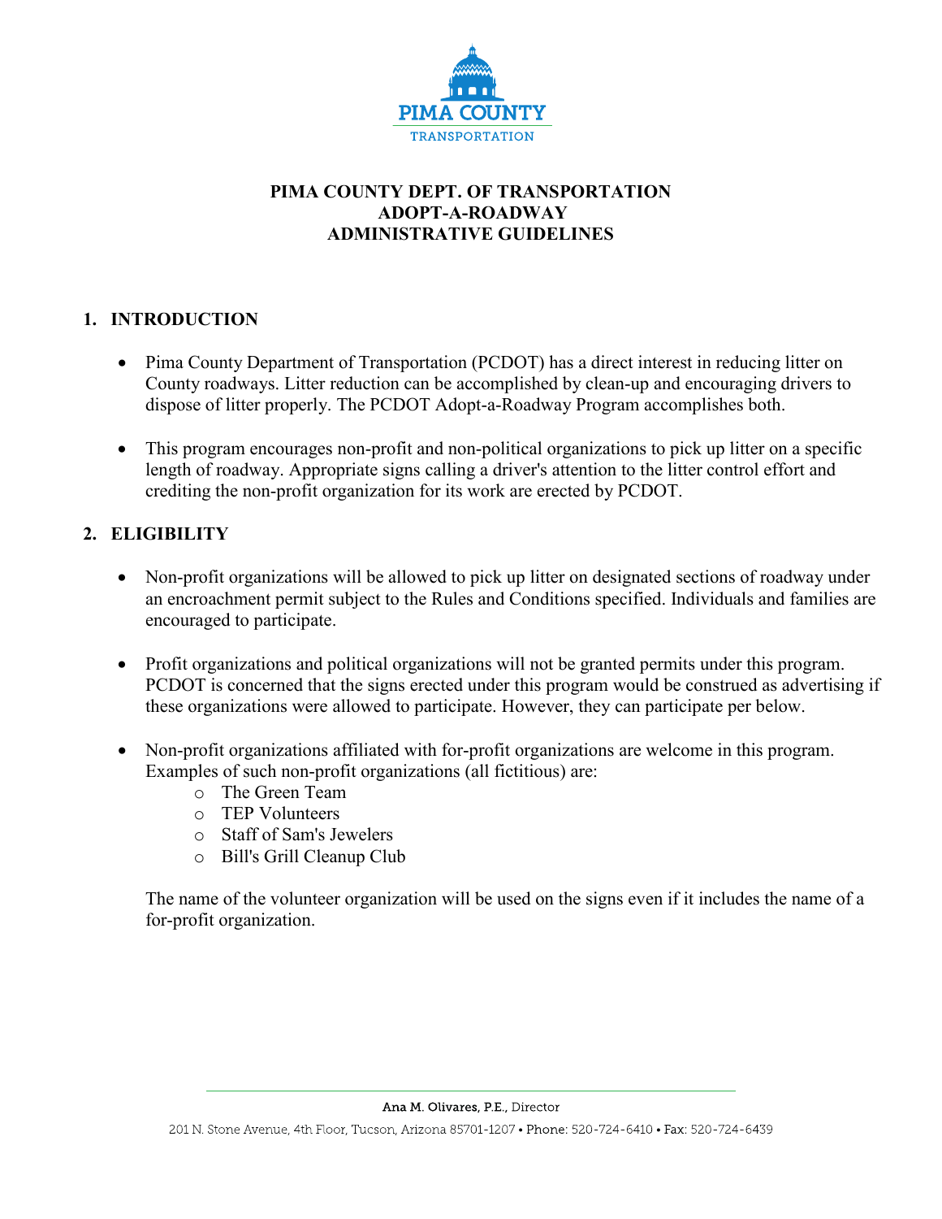# PIMA COUNTY DEPT. OF TRANSPORTATION
# ADOPT-A-ROADWAY
# ADMINISTRATIVE GUIDELINES

## 1. INTRODUCTION

- Pima County Department of Transportation (PCDOT) has a direct interest in reducing litter on County roadways. Litter reduction can be accomplished by clean-up and encouraging drivers to dispose of litter properly. The PCDOT Adopt-a-Roadway Program accomplishes both.

- This program encourages non-profit and non-political organizations to pick up litter on a specific length of roadway. Appropriate signs calling a driver's attention to the litter control effort and crediting the non-profit organization for its work are erected by PCDOT.

## 2. ELIGIBILITY

- Non-profit organizations will be allowed to pick up litter on designated sections of roadway under an encroachment permit subject to the Rules and Conditions specified. Individuals and families are encouraged to participate.

- Profit organizations and political organizations will not be granted permits under this program. PCDOT is concerned that the signs erected under this program would be construed as advertising if these organizations were allowed to participate. However, they can participate per below.

- Non-profit organizations affiliated with for-profit organizations are welcome in this program. Examples of such non-profit organizations (all fictitious) are:
  - The Green Team
  - TEP Volunteers
  - Staff of Sam's Jewelers
  - Bill's Grill Cleanup Club

  The name of the volunteer organization will be used on the signs even if it includes the name of a for-profit organization.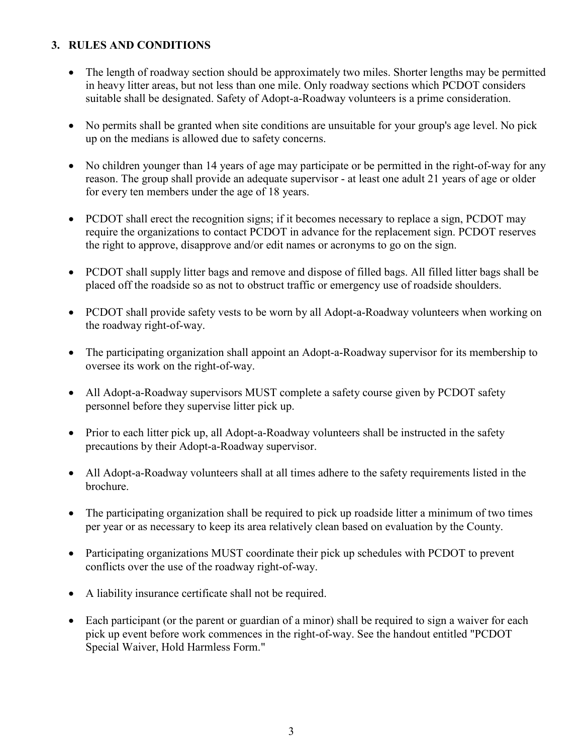## 3. RULES AND CONDITIONS

- The length of roadway section should be approximately two miles. Shorter lengths may be permitted in heavy litter areas, but not less than one mile. Only roadway sections which PCDOT considers suitable shall be designated. Safety of Adopt-a-Roadway volunteers is a prime consideration.
- No permits shall be granted when site conditions are unsuitable for your group's age level. No pick up on the medians is allowed due to safety concerns.
- No children younger than 14 years of age may participate or be permitted in the right-of-way for any reason. The group shall provide an adequate supervisor - at least one adult 21 years of age or older for every ten members under the age of 18 years.
- PCDOT shall erect the recognition signs; if it becomes necessary to replace a sign, PCDOT may require the organizations to contact PCDOT in advance for the replacement sign. PCDOT reserves the right to approve, disapprove and/or edit names or acronyms to go on the sign.
- PCDOT shall supply litter bags and remove and dispose of filled bags. All filled litter bags shall be placed off the roadside so as not to obstruct traffic or emergency use of roadside shoulders.
- PCDOT shall provide safety vests to be worn by all Adopt-a-Roadway volunteers when working on the roadway right-of-way.
- The participating organization shall appoint an Adopt-a-Roadway supervisor for its membership to oversee its work on the right-of-way.
- All Adopt-a-Roadway supervisors MUST complete a safety course given by PCDOT safety personnel before they supervise litter pick up.
- Prior to each litter pick up, all Adopt-a-Roadway volunteers shall be instructed in the safety precautions by their Adopt-a-Roadway supervisor.
- All Adopt-a-Roadway volunteers shall at all times adhere to the safety requirements listed in the brochure.
- The participating organization shall be required to pick up roadside litter a minimum of two times per year or as necessary to keep its area relatively clean based on evaluation by the County.
- Participating organizations MUST coordinate their pick up schedules with PCDOT to prevent conflicts over the use of the roadway right-of-way.
- A liability insurance certificate shall not be required.
- Each participant (or the parent or guardian of a minor) shall be required to sign a waiver for each pick up event before work commences in the right-of-way. See the handout entitled "PCDOT Special Waiver, Hold Harmless Form."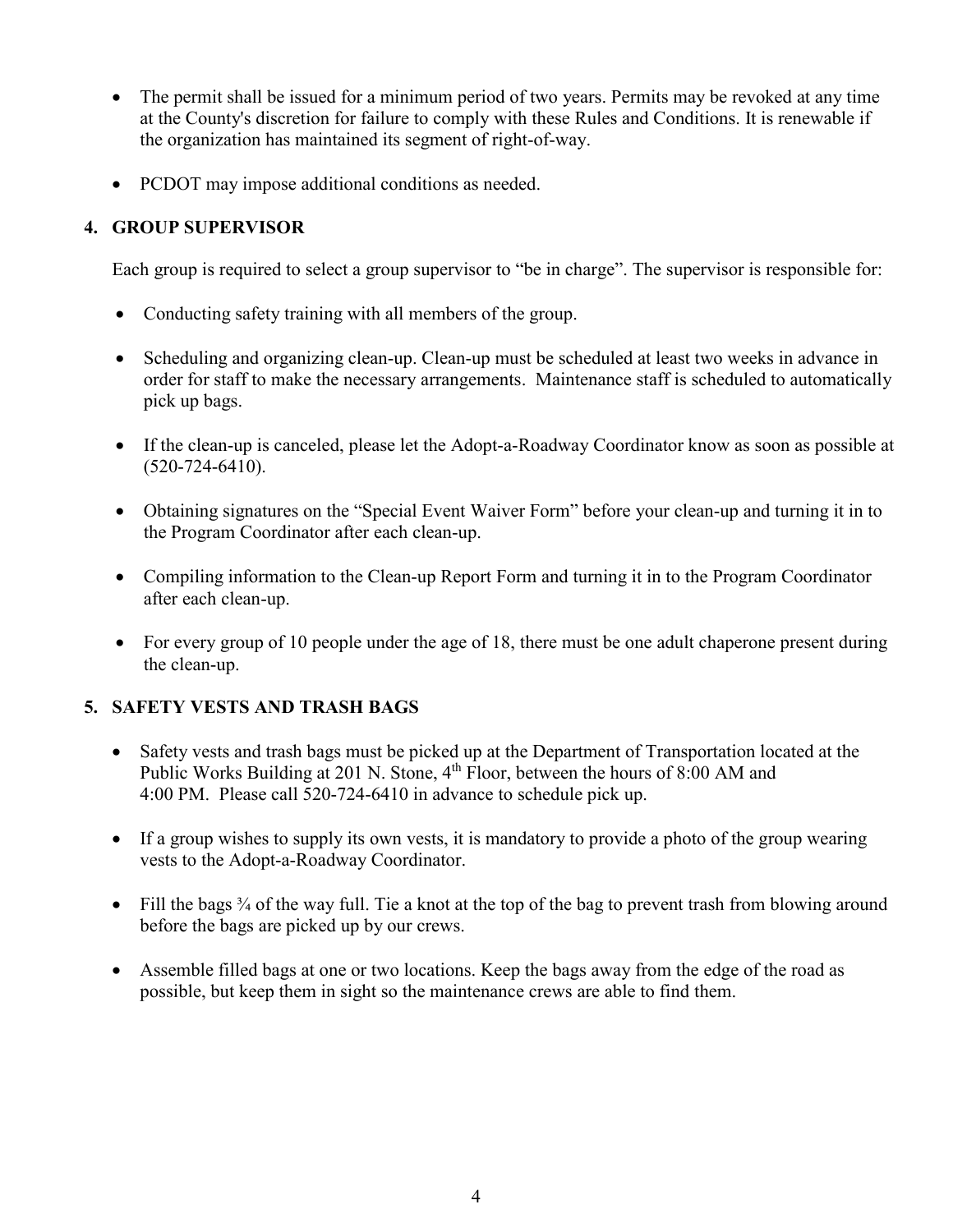- The permit shall be issued for a minimum period of two years. Permits may be revoked at any time at the County's discretion for failure to comply with these Rules and Conditions. It is renewable if the organization has maintained its segment of right-of-way.
- PCDOT may impose additional conditions as needed.

## 4. GROUP SUPERVISOR

Each group is required to select a group supervisor to "be in charge". The supervisor is responsible for:

- Conducting safety training with all members of the group.
- Scheduling and organizing clean-up. Clean-up must be scheduled at least two weeks in advance in order for staff to make the necessary arrangements. Maintenance staff is scheduled to automatically pick up bags.
- If the clean-up is canceled, please let the Adopt-a-Roadway Coordinator know as soon as possible at (520-724-6410).
- Obtaining signatures on the "Special Event Waiver Form" before your clean-up and turning it in to the Program Coordinator after each clean-up.
- Compiling information to the Clean-up Report Form and turning it in to the Program Coordinator after each clean-up.
- For every group of 10 people under the age of 18, there must be one adult chaperone present during the clean-up.

## 5. SAFETY VESTS AND TRASH BAGS

- Safety vests and trash bags must be picked up at the Department of Transportation located at the Public Works Building at 201 N. Stone, 4th Floor, between the hours of 8:00 AM and 4:00 PM. Please call 520-724-6410 in advance to schedule pick up.
- If a group wishes to supply its own vests, it is mandatory to provide a photo of the group wearing vests to the Adopt-a-Roadway Coordinator.
- Fill the bags ¾ of the way full. Tie a knot at the top of the bag to prevent trash from blowing around before the bags are picked up by our crews.
- Assemble filled bags at one or two locations. Keep the bags away from the edge of the road as possible, but keep them in sight so the maintenance crews are able to find them.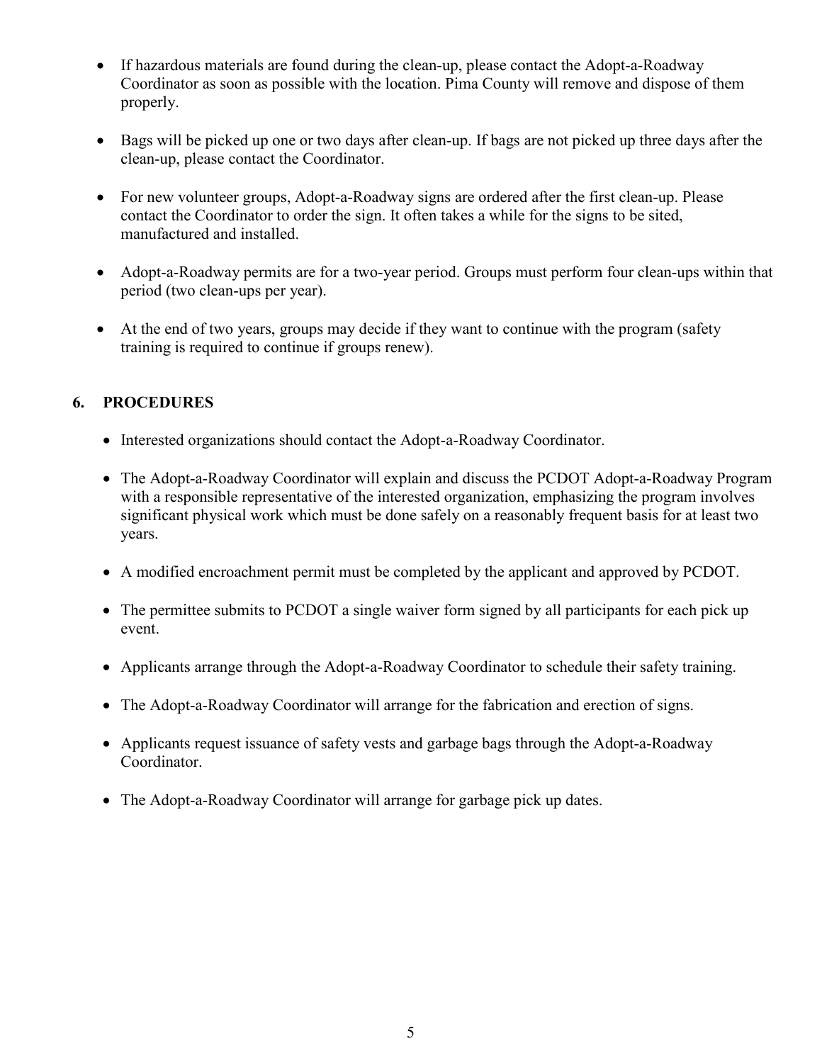- If hazardous materials are found during the clean-up, please contact the Adopt-a-Roadway Coordinator as soon as possible with the location. Pima County will remove and dispose of them properly.

- Bags will be picked up one or two days after clean-up. If bags are not picked up three days after the clean-up, please contact the Coordinator.

- For new volunteer groups, Adopt-a-Roadway signs are ordered after the first clean-up. Please contact the Coordinator to order the sign. It often takes a while for the signs to be sited, manufactured and installed.

- Adopt-a-Roadway permits are for a two-year period. Groups must perform four clean-ups within that period (two clean-ups per year).

- At the end of two years, groups may decide if they want to continue with the program (safety training is required to continue if groups renew).

## 6. PROCEDURES

- Interested organizations should contact the Adopt-a-Roadway Coordinator.

- The Adopt-a-Roadway Coordinator will explain and discuss the PCDOT Adopt-a-Roadway Program with a responsible representative of the interested organization, emphasizing the program involves significant physical work which must be done safely on a reasonably frequent basis for at least two years.

- A modified encroachment permit must be completed by the applicant and approved by PCDOT.

- The permittee submits to PCDOT a single waiver form signed by all participants for each pick up event.

- Applicants arrange through the Adopt-a-Roadway Coordinator to schedule their safety training.

- The Adopt-a-Roadway Coordinator will arrange for the fabrication and erection of signs.

- Applicants request issuance of safety vests and garbage bags through the Adopt-a-Roadway Coordinator.

- The Adopt-a-Roadway Coordinator will arrange for garbage pick up dates.